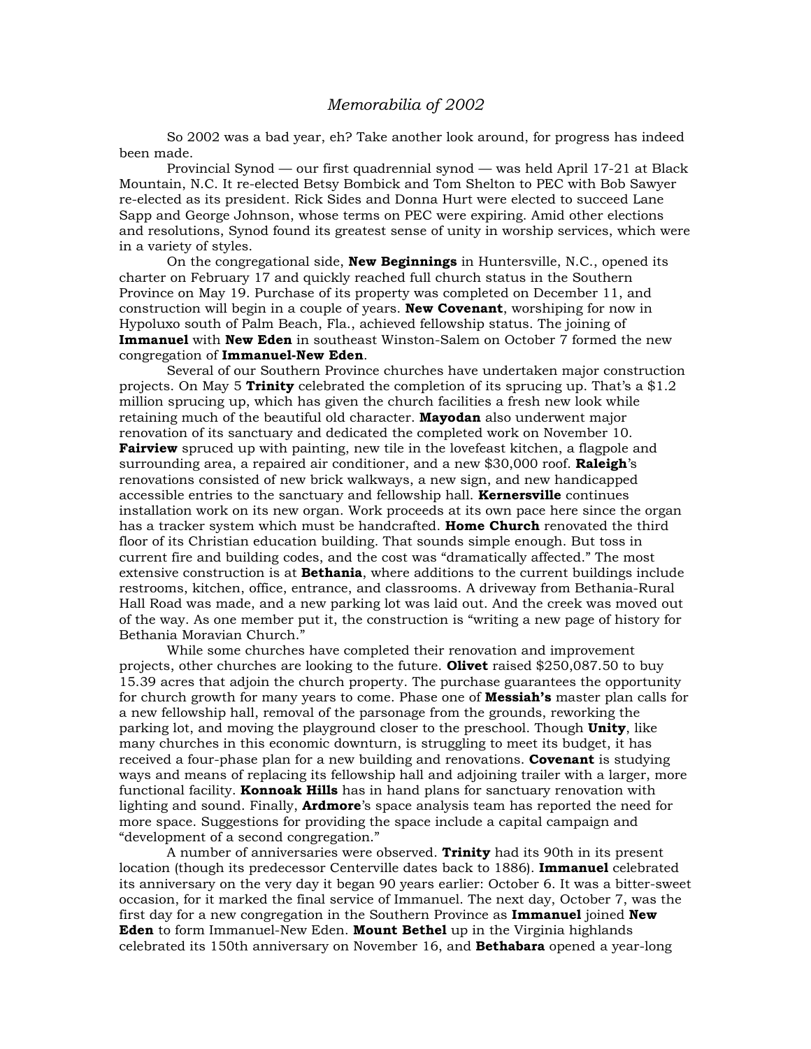*Memorabilia of 2002*

So 2002 was a bad year, eh? Take another look around, for progress has indeed been made.

Provincial Synod — our first quadrennial synod — was held April 17-21 at Black Mountain, N.C. It re-elected Betsy Bombick and Tom Shelton to PEC with Bob Sawyer re-elected as its president. Rick Sides and Donna Hurt were elected to succeed Lane Sapp and George Johnson, whose terms on PEC were expiring. Amid other elections and resolutions, Synod found its greatest sense of unity in worship services, which were in a variety of styles.

On the congregational side, **New Beginnings** in Huntersville, N.C., opened its charter on February 17 and quickly reached full church status in the Southern Province on May 19. Purchase of its property was completed on December 11, and construction will begin in a couple of years. **New Covenant**, worshiping for now in Hypoluxo south of Palm Beach, Fla., achieved fellowship status. The joining of **Immanuel** with **New Eden** in southeast Winston-Salem on October 7 formed the new congregation of **Immanuel-New Eden**.

Several of our Southern Province churches have undertaken major construction projects. On May 5 **Trinity** celebrated the completion of its sprucing up. That's a $1.2 million sprucing up, which has given the church facilities a fresh new look while retaining much of the beautiful old character. **Mayodan** also underwent major renovation of its sanctuary and dedicated the completed work on November 10. **Fairview** spruced up with painting, new tile in the lovefeast kitchen, a flagpole and surrounding area, a repaired air conditioner, and a new $30,000 roof. **Raleigh**'s renovations consisted of new brick walkways, a new sign, and new handicapped accessible entries to the sanctuary and fellowship hall. **Kernersville** continues installation work on its new organ. Work proceeds at its own pace here since the organ has a tracker system which must be handcrafted. **Home Church** renovated the third floor of its Christian education building. That sounds simple enough. But toss in current fire and building codes, and the cost was "dramatically affected." The most extensive construction is at **Bethania**, where additions to the current buildings include restrooms, kitchen, office, entrance, and classrooms. A driveway from Bethania-Rural Hall Road was made, and a new parking lot was laid out. And the creek was moved out of the way. As one member put it, the construction is "writing a new page of history for Bethania Moravian Church."

While some churches have completed their renovation and improvement projects, other churches are looking to the future. **Olivet** raised $250,087.50 to buy 15.39 acres that adjoin the church property. The purchase guarantees the opportunity for church growth for many years to come. Phase one of **Messiah's** master plan calls for a new fellowship hall, removal of the parsonage from the grounds, reworking the parking lot, and moving the playground closer to the preschool. Though **Unity**, like many churches in this economic downturn, is struggling to meet its budget, it has received a four-phase plan for a new building and renovations. **Covenant** is studying ways and means of replacing its fellowship hall and adjoining trailer with a larger, more functional facility. **Konnoak Hills** has in hand plans for sanctuary renovation with lighting and sound. Finally, **Ardmore**'s space analysis team has reported the need for more space. Suggestions for providing the space include a capital campaign and "development of a second congregation."

A number of anniversaries were observed. **Trinity** had its 90th in its present location (though its predecessor Centerville dates back to 1886). **Immanuel** celebrated its anniversary on the very day it began 90 years earlier: October 6. It was a bitter-sweet occasion, for it marked the final service of Immanuel. The next day, October 7, was the first day for a new congregation in the Southern Province as **Immanuel** joined **New Eden** to form Immanuel-New Eden. **Mount Bethel** up in the Virginia highlands celebrated its 150th anniversary on November 16, and **Bethabara** opened a year-long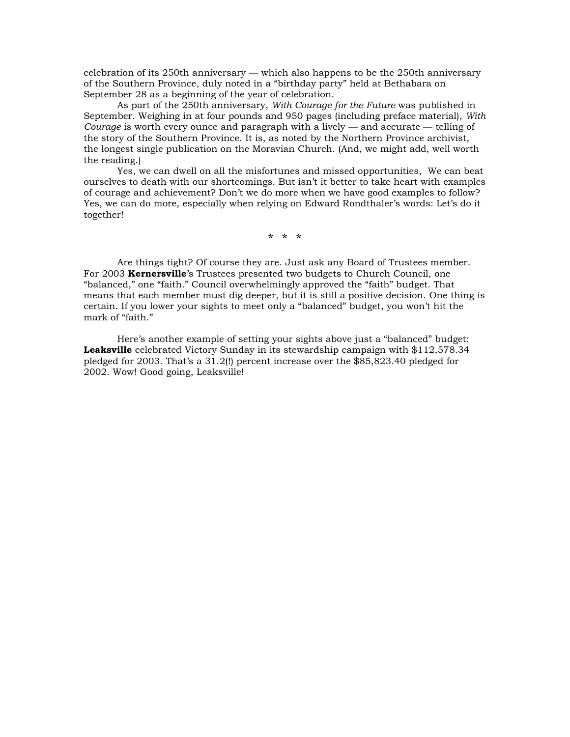celebration of its 250th anniversary — which also happens to be the 250th anniversary of the Southern Province, duly noted in a "birthday party" held at Bethabara on September 28 as a beginning of the year of celebration.

As part of the 250th anniversary, *With Courage for the Future* was published in September. Weighing in at four pounds and 950 pages (including preface material), *With Courage* is worth every ounce and paragraph with a lively — and accurate — telling of the story of the Southern Province. It is, as noted by the Northern Province archivist, the longest single publication on the Moravian Church. (And, we might add, well worth the reading.)

Yes, we can dwell on all the misfortunes and missed opportunities,  We can beat ourselves to death with our shortcomings. But isn't it better to take heart with examples of courage and achievement? Don't we do more when we have good examples to follow? Yes, we can do more, especially when relying on Edward Rondthaler's words: Let's do it together!

\* \* \*

Are things tight? Of course they are. Just ask any Board of Trustees member. For 2003 **Kernersville**'s Trustees presented two budgets to Church Council, one "balanced," one "faith." Council overwhelmingly approved the "faith" budget. That means that each member must dig deeper, but it is still a positive decision. One thing is certain. If you lower your sights to meet only a "balanced" budget, you won't hit the mark of "faith."

Here's another example of setting your sights above just a "balanced" budget: **Leaksville** celebrated Victory Sunday in its stewardship campaign with $112,578.34 pledged for 2003. That's a 31.2(!) percent increase over the $85,823.40 pledged for 2002. Wow! Good going, Leaksville!